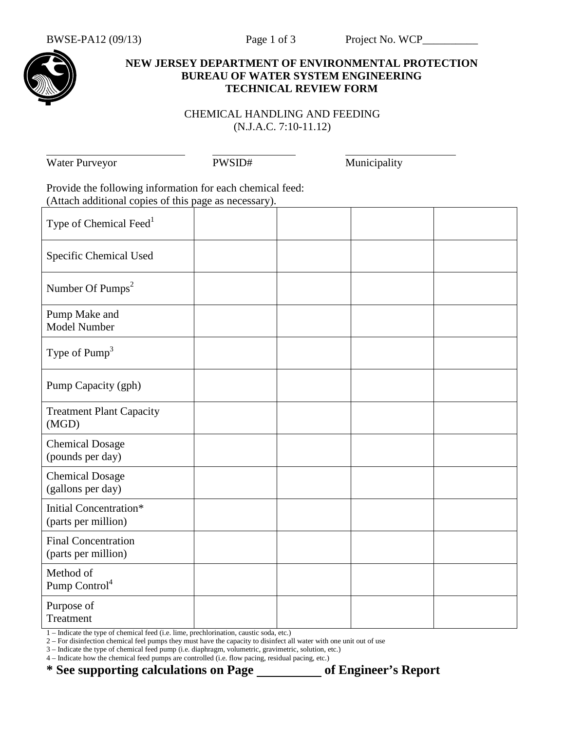BWSE-PA12 (09/13) Project No. WCP__________

**NEW JERSEY DEPARTMENT OF ENVIRONMENTAL PROTECTION**
**BUREAU OF WATER SYSTEM ENGINEERING**
**TECHNICAL REVIEW FORM**

CHEMICAL HANDLING AND FEEDING
(N.J.A.C. 7:10-11.12)

| ____________________ | ____________________ | ____________________ |
|---|---|---|
| Water Purveyor | PWSID# | Municipality |

Provide the following information for each chemical feed:
(Attach additional copies of this page as necessary).

| Type of Chemical Feed[1] | | | | |
|---|---|---|---|---|
| Specific Chemical Used | | | | |
| Number Of Pumps[2] | | | | |
| Pump Make and Model Number | | | | |
| Type of Pump[3] | | | | |
| Pump Capacity (gph) | | | | |
| Treatment Plant Capacity (MGD) | | | | |
| Chemical Dosage (pounds per day) | | | | |
| Chemical Dosage (gallons per day) | | | | |
| Initial Concentration* (parts per million) | | | | |
| Final Concentration (parts per million) | | | | |
| Method of Pump Control[4] | | | | |
| Purpose of Treatment | | | | |

1 – Indicate the type of chemical feed (i.e. lime, prechlorination, caustic soda, etc.)
2 – For disinfection chemical feel pumps they must have the capacity to disinfect all water with one unit out of use
3 – Indicate the type of chemical feed pump (i.e. diaphragm, volumetric, gravimetric, solution, etc.)
4 – Indicate how the chemical feed pumps are controlled (i.e. flow pacing, residual pacing, etc.)

**\* See supporting calculations on Page __________ of Engineer's Report**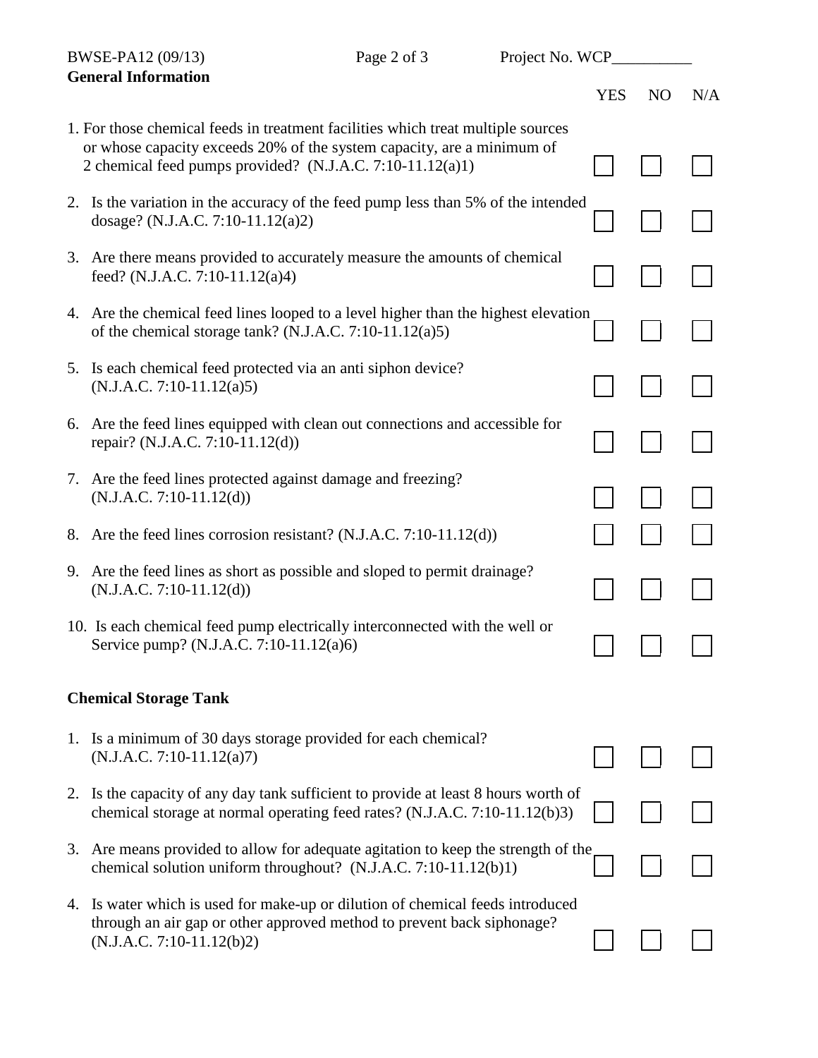## General Information

| | YES | NO | N/A |
|---|---|---|---|
| 1. For those chemical feeds in treatment facilities which treat multiple sources or whose capacity exceeds 20% of the system capacity, are a minimum of 2 chemical feed pumps provided? (N.J.A.C. 7:10-11.12(a)1) | ☐ | ☐ | ☐ |
| 2. Is the variation in the accuracy of the feed pump less than 5% of the intended dosage? (N.J.A.C. 7:10-11.12(a)2) | ☐ | ☐ | ☐ |
| 3. Are there means provided to accurately measure the amounts of chemical feed? (N.J.A.C. 7:10-11.12(a)4) | ☐ | ☐ | ☐ |
| 4. Are the chemical feed lines looped to a level higher than the highest elevation of the chemical storage tank? (N.J.A.C. 7:10-11.12(a)5) | ☐ | ☐ | ☐ |
| 5. Is each chemical feed protected via an anti siphon device? (N.J.A.C. 7:10-11.12(a)5) | ☐ | ☐ | ☐ |
| 6. Are the feed lines equipped with clean out connections and accessible for repair? (N.J.A.C. 7:10-11.12(d)) | ☐ | ☐ | ☐ |
| 7. Are the feed lines protected against damage and freezing? (N.J.A.C. 7:10-11.12(d)) | ☐ | ☐ | ☐ |
| 8. Are the feed lines corrosion resistant? (N.J.A.C. 7:10-11.12(d)) | ☐ | ☐ | ☐ |
| 9. Are the feed lines as short as possible and sloped to permit drainage? (N.J.A.C. 7:10-11.12(d)) | ☐ | ☐ | ☐ |
| 10. Is each chemical feed pump electrically interconnected with the well or Service pump? (N.J.A.C. 7:10-11.12(a)6) | ☐ | ☐ | ☐ |

## Chemical Storage Tank

| | YES | NO | N/A |
|---|---|---|---|
| 1. Is a minimum of 30 days storage provided for each chemical? (N.J.A.C. 7:10-11.12(a)7) | ☐ | ☐ | ☐ |
| 2. Is the capacity of any day tank sufficient to provide at least 8 hours worth of chemical storage at normal operating feed rates? (N.J.A.C. 7:10-11.12(b)3) | ☐ | ☐ | ☐ |
| 3. Are means provided to allow for adequate agitation to keep the strength of the chemical solution uniform throughout? (N.J.A.C. 7:10-11.12(b)1) | ☐ | ☐ | ☐ |
| 4. Is water which is used for make-up or dilution of chemical feeds introduced through an air gap or other approved method to prevent back siphonage? (N.J.A.C. 7:10-11.12(b)2) | ☐ | ☐ | ☐ |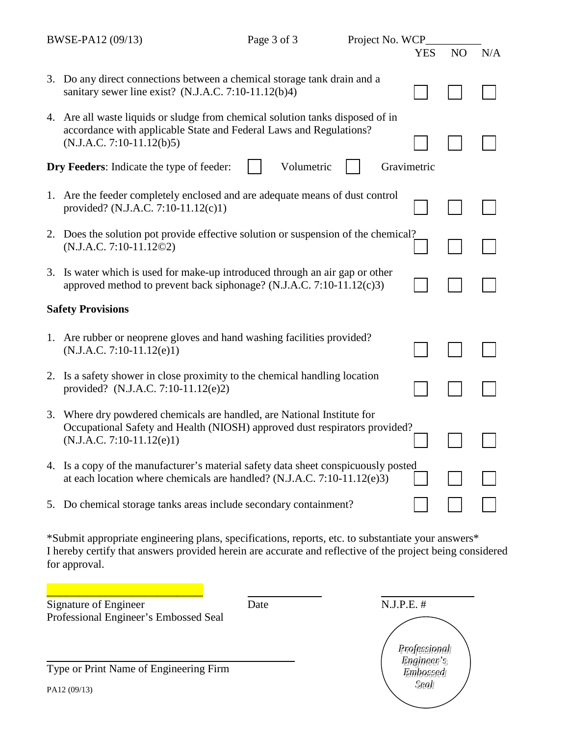| | YES | NO | N/A |
|---|---|---|---|
| 3. Do any direct connections between a chemical storage tank drain and a sanitary sewer line exist? (N.J.A.C. 7:10-11.12(b)4) | ☐ | ☐ | ☐ |
| 4. Are all waste liquids or sludge from chemical solution tanks disposed of in accordance with applicable State and Federal Laws and Regulations? (N.J.A.C. 7:10-11.12(b)5) | ☐ | ☐ | ☐ |

**Dry Feeders**: Indicate the type of feeder: ☐ Volumetric ☐ Gravimetric

| | YES | NO | N/A |
|---|---|---|---|
| 1. Are the feeder completely enclosed and are adequate means of dust control provided? (N.J.A.C. 7:10-11.12(c)1) | ☐ | ☐ | ☐ |
| 2. Does the solution pot provide effective solution or suspension of the chemical? (N.J.A.C. 7:10-11.12©2) | ☐ | ☐ | ☐ |
| 3. Is water which is used for make-up introduced through an air gap or other approved method to prevent back siphonage? (N.J.A.C. 7:10-11.12(c)3) | ☐ | ☐ | ☐ |

**Safety Provisions**

| | YES | NO | N/A |
|---|---|---|---|
| 1. Are rubber or neoprene gloves and hand washing facilities provided? (N.J.A.C. 7:10-11.12(e)1) | ☐ | ☐ | ☐ |
| 2. Is a safety shower in close proximity to the chemical handling location provided? (N.J.A.C. 7:10-11.12(e)2) | ☐ | ☐ | ☐ |
| 3. Where dry powdered chemicals are handled, are National Institute for Occupational Safety and Health (NIOSH) approved dust respirators provided? (N.J.A.C. 7:10-11.12(e)1) | ☐ | ☐ | ☐ |
| 4. Is a copy of the manufacturer's material safety data sheet conspicuously posted at each location where chemicals are handled? (N.J.A.C. 7:10-11.12(e)3) | ☐ | ☐ | ☐ |
| 5. Do chemical storage tanks areas include secondary containment? | ☐ | ☐ | ☐ |

*Submit appropriate engineering plans, specifications, reports, etc. to substantiate your answers*
I hereby certify that answers provided herein are accurate and reflective of the project being considered for approval.

___________________________ ____________ ______________

Signature of Engineer Date N.J.P.E. #

Professional Engineer's Embossed Seal

___________________________________

Type or Print Name of Engineering Firm

Professional Engineer's Embossed Seal